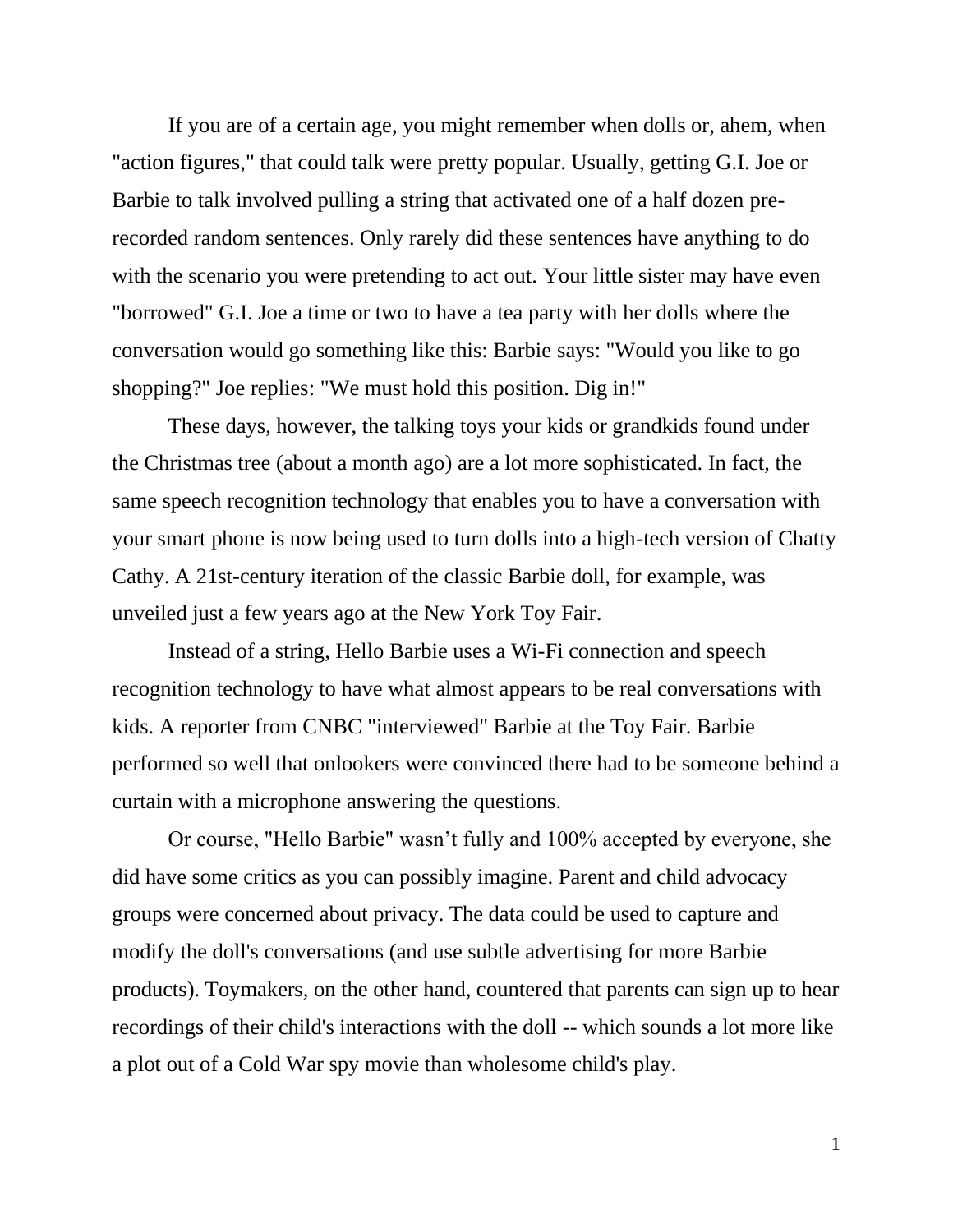If you are of a certain age, you might remember when dolls or, ahem, when "action figures," that could talk were pretty popular. Usually, getting G.I. Joe or Barbie to talk involved pulling a string that activated one of a half dozen pre-recorded random sentences. Only rarely did these sentences have anything to do with the scenario you were pretending to act out. Your little sister may have even "borrowed" G.I. Joe a time or two to have a tea party with her dolls where the conversation would go something like this: Barbie says: "Would you like to go shopping?" Joe replies: "We must hold this position. Dig in!"

These days, however, the talking toys your kids or grandkids found under the Christmas tree (about a month ago) are a lot more sophisticated. In fact, the same speech recognition technology that enables you to have a conversation with your smart phone is now being used to turn dolls into a high-tech version of Chatty Cathy. A 21st-century iteration of the classic Barbie doll, for example, was unveiled just a few years ago at the New York Toy Fair.

Instead of a string, Hello Barbie uses a Wi-Fi connection and speech recognition technology to have what almost appears to be real conversations with kids. A reporter from CNBC "interviewed" Barbie at the Toy Fair. Barbie performed so well that onlookers were convinced there had to be someone behind a curtain with a microphone answering the questions.

Or course, "Hello Barbie" wasn't fully and 100% accepted by everyone, she did have some critics as you can possibly imagine. Parent and child advocacy groups were concerned about privacy. The data could be used to capture and modify the doll's conversations (and use subtle advertising for more Barbie products). Toymakers, on the other hand, countered that parents can sign up to hear recordings of their child's interactions with the doll -- which sounds a lot more like a plot out of a Cold War spy movie than wholesome child's play.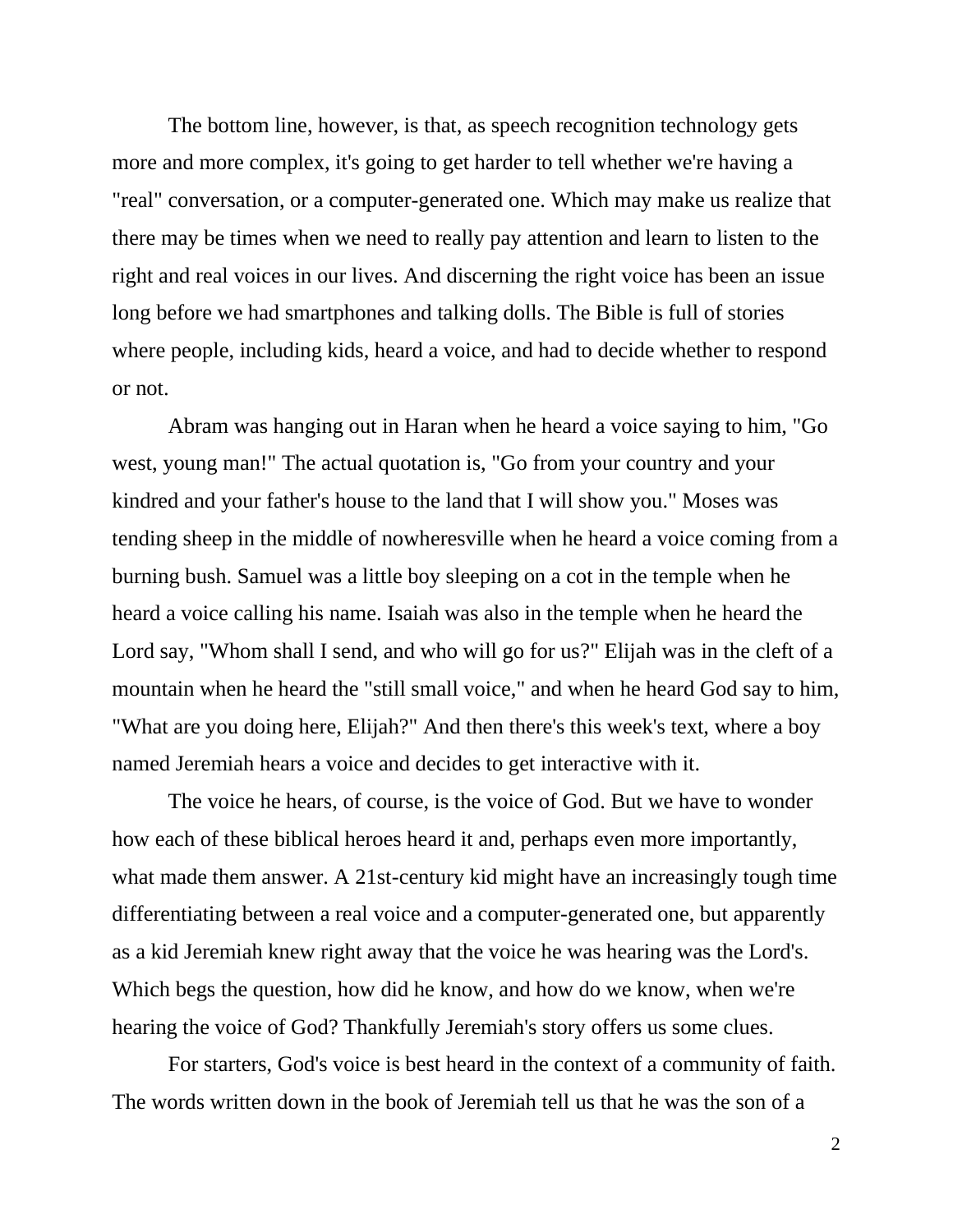The bottom line, however, is that, as speech recognition technology gets more and more complex, it's going to get harder to tell whether we're having a "real" conversation, or a computer-generated one. Which may make us realize that there may be times when we need to really pay attention and learn to listen to the right and real voices in our lives. And discerning the right voice has been an issue long before we had smartphones and talking dolls. The Bible is full of stories where people, including kids, heard a voice, and had to decide whether to respond or not.

Abram was hanging out in Haran when he heard a voice saying to him, "Go west, young man!" The actual quotation is, "Go from your country and your kindred and your father's house to the land that I will show you." Moses was tending sheep in the middle of nowheresville when he heard a voice coming from a burning bush. Samuel was a little boy sleeping on a cot in the temple when he heard a voice calling his name. Isaiah was also in the temple when he heard the Lord say, "Whom shall I send, and who will go for us?" Elijah was in the cleft of a mountain when he heard the "still small voice," and when he heard God say to him, "What are you doing here, Elijah?" And then there's this week's text, where a boy named Jeremiah hears a voice and decides to get interactive with it.

The voice he hears, of course, is the voice of God. But we have to wonder how each of these biblical heroes heard it and, perhaps even more importantly, what made them answer. A 21st-century kid might have an increasingly tough time differentiating between a real voice and a computer-generated one, but apparently as a kid Jeremiah knew right away that the voice he was hearing was the Lord's. Which begs the question, how did he know, and how do we know, when we're hearing the voice of God? Thankfully Jeremiah's story offers us some clues.

For starters, God's voice is best heard in the context of a community of faith. The words written down in the book of Jeremiah tell us that he was the son of a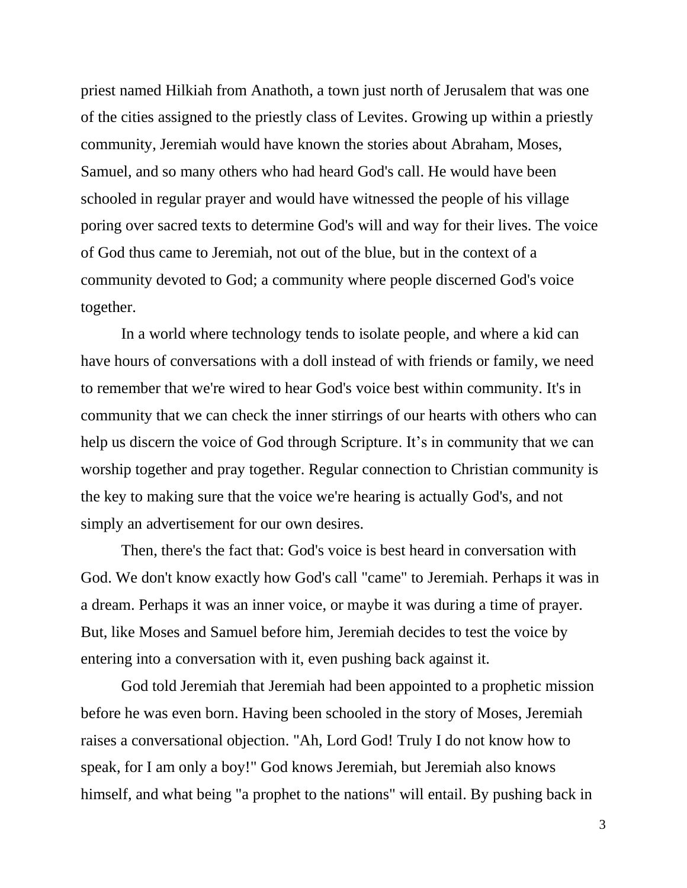priest named Hilkiah from Anathoth, a town just north of Jerusalem that was one of the cities assigned to the priestly class of Levites. Growing up within a priestly community, Jeremiah would have known the stories about Abraham, Moses, Samuel, and so many others who had heard God's call. He would have been schooled in regular prayer and would have witnessed the people of his village poring over sacred texts to determine God's will and way for their lives. The voice of God thus came to Jeremiah, not out of the blue, but in the context of a community devoted to God; a community where people discerned God's voice together.

In a world where technology tends to isolate people, and where a kid can have hours of conversations with a doll instead of with friends or family, we need to remember that we're wired to hear God's voice best within community. It's in community that we can check the inner stirrings of our hearts with others who can help us discern the voice of God through Scripture. It's in community that we can worship together and pray together. Regular connection to Christian community is the key to making sure that the voice we're hearing is actually God's, and not simply an advertisement for our own desires.

Then, there's the fact that: God's voice is best heard in conversation with God. We don't know exactly how God's call "came" to Jeremiah. Perhaps it was in a dream. Perhaps it was an inner voice, or maybe it was during a time of prayer. But, like Moses and Samuel before him, Jeremiah decides to test the voice by entering into a conversation with it, even pushing back against it.

God told Jeremiah that Jeremiah had been appointed to a prophetic mission before he was even born. Having been schooled in the story of Moses, Jeremiah raises a conversational objection. "Ah, Lord God! Truly I do not know how to speak, for I am only a boy!" God knows Jeremiah, but Jeremiah also knows himself, and what being "a prophet to the nations" will entail. By pushing back in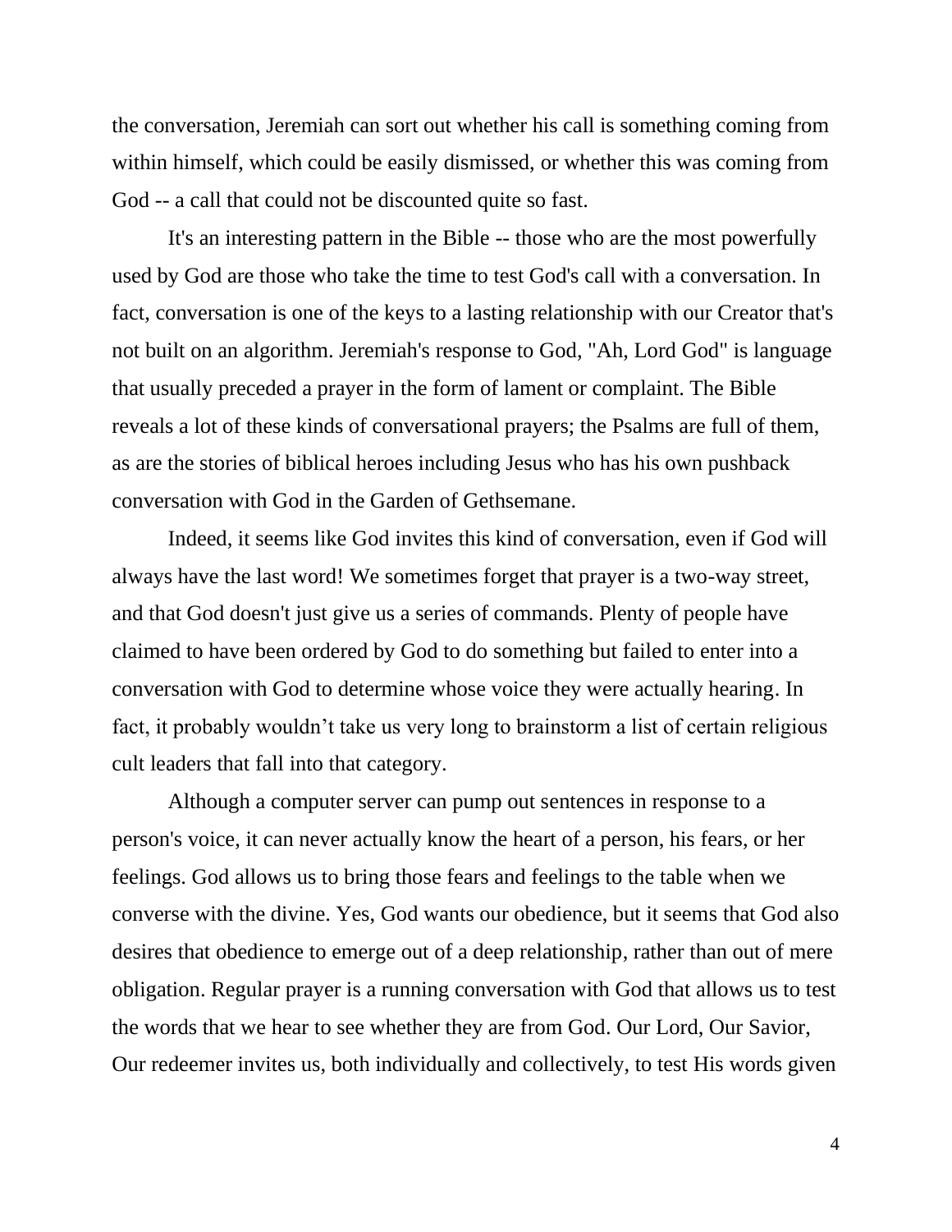the conversation, Jeremiah can sort out whether his call is something coming from within himself, which could be easily dismissed, or whether this was coming from God -- a call that could not be discounted quite so fast.

It's an interesting pattern in the Bible -- those who are the most powerfully used by God are those who take the time to test God's call with a conversation. In fact, conversation is one of the keys to a lasting relationship with our Creator that's not built on an algorithm. Jeremiah's response to God, "Ah, Lord God" is language that usually preceded a prayer in the form of lament or complaint. The Bible reveals a lot of these kinds of conversational prayers; the Psalms are full of them, as are the stories of biblical heroes including Jesus who has his own pushback conversation with God in the Garden of Gethsemane.

Indeed, it seems like God invites this kind of conversation, even if God will always have the last word! We sometimes forget that prayer is a two-way street, and that God doesn't just give us a series of commands. Plenty of people have claimed to have been ordered by God to do something but failed to enter into a conversation with God to determine whose voice they were actually hearing. In fact, it probably wouldn't take us very long to brainstorm a list of certain religious cult leaders that fall into that category.

Although a computer server can pump out sentences in response to a person's voice, it can never actually know the heart of a person, his fears, or her feelings. God allows us to bring those fears and feelings to the table when we converse with the divine. Yes, God wants our obedience, but it seems that God also desires that obedience to emerge out of a deep relationship, rather than out of mere obligation. Regular prayer is a running conversation with God that allows us to test the words that we hear to see whether they are from God. Our Lord, Our Savior, Our redeemer invites us, both individually and collectively, to test His words given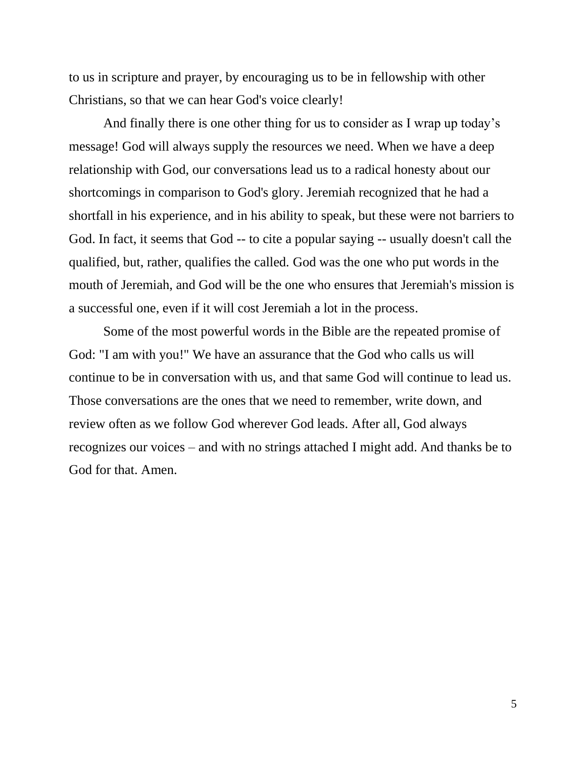to us in scripture and prayer, by encouraging us to be in fellowship with other Christians, so that we can hear God's voice clearly!

And finally there is one other thing for us to consider as I wrap up today's message! God will always supply the resources we need. When we have a deep relationship with God, our conversations lead us to a radical honesty about our shortcomings in comparison to God's glory. Jeremiah recognized that he had a shortfall in his experience, and in his ability to speak, but these were not barriers to God. In fact, it seems that God -- to cite a popular saying -- usually doesn't call the qualified, but, rather, qualifies the called. God was the one who put words in the mouth of Jeremiah, and God will be the one who ensures that Jeremiah's mission is a successful one, even if it will cost Jeremiah a lot in the process.

Some of the most powerful words in the Bible are the repeated promise of God: "I am with you!" We have an assurance that the God who calls us will continue to be in conversation with us, and that same God will continue to lead us. Those conversations are the ones that we need to remember, write down, and review often as we follow God wherever God leads. After all, God always recognizes our voices – and with no strings attached I might add. And thanks be to God for that. Amen.